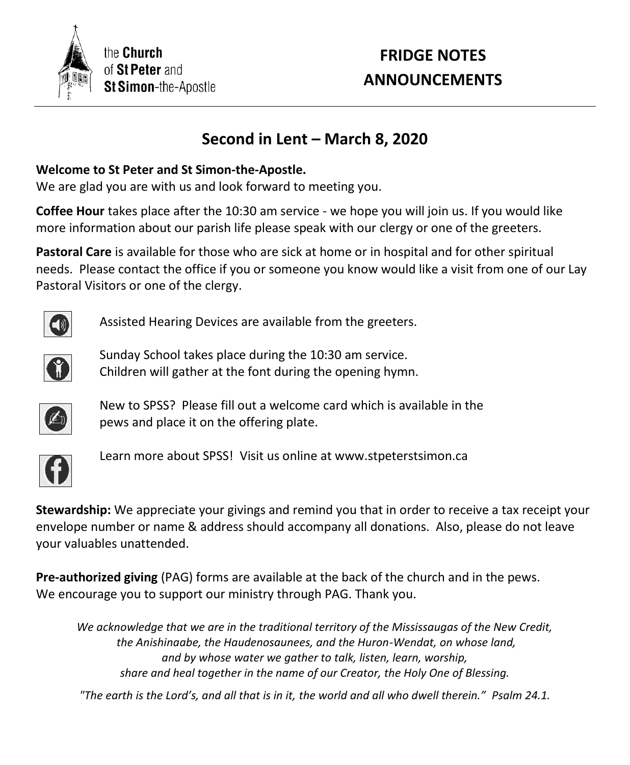the **Church** of **St Peter** and **St Simon**-the-Apostle

# FRIDGE NOTES ANNOUNCEMENTS

## Second in Lent – March 8, 2020

**Welcome to St Peter and St Simon-the-Apostle.**
We are glad you are with us and look forward to meeting you.

**Coffee Hour** takes place after the 10:30 am service - we hope you will join us. If you would like more information about our parish life please speak with our clergy or one of the greeters.

**Pastoral Care** is available for those who are sick at home or in hospital and for other spiritual needs. Please contact the office if you or someone you know would like a visit from one of our Lay Pastoral Visitors or one of the clergy.

Assisted Hearing Devices are available from the greeters.

Sunday School takes place during the 10:30 am service.
Children will gather at the font during the opening hymn.

New to SPSS? Please fill out a welcome card which is available in the pews and place it on the offering plate.

Learn more about SPSS! Visit us online at www.stpeterstsimon.ca

**Stewardship:** We appreciate your givings and remind you that in order to receive a tax receipt your envelope number or name & address should accompany all donations. Also, please do not leave your valuables unattended.

**Pre-authorized giving** (PAG) forms are available at the back of the church and in the pews.
We encourage you to support our ministry through PAG. Thank you.

*We acknowledge that we are in the traditional territory of the Mississaugas of the New Credit, the Anishinaabe, the Haudenosaunees, and the Huron-Wendat, on whose land, and by whose water we gather to talk, listen, learn, worship, share and heal together in the name of our Creator, the Holy One of Blessing.*

*"The earth is the Lord's, and all that is in it, the world and all who dwell therein." Psalm 24.1.*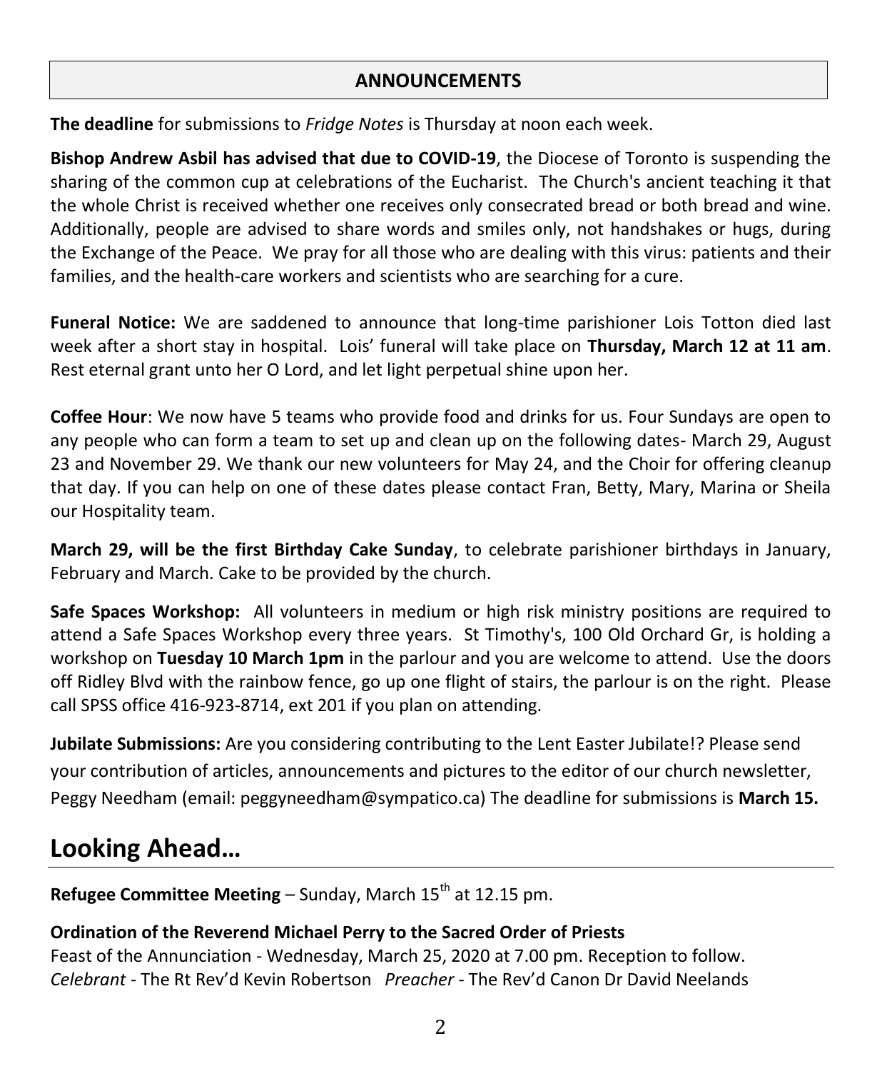## ANNOUNCEMENTS

**The deadline** for submissions to *Fridge Notes* is Thursday at noon each week.

**Bishop Andrew Asbil has advised that due to COVID-19**, the Diocese of Toronto is suspending the sharing of the common cup at celebrations of the Eucharist. The Church's ancient teaching it that the whole Christ is received whether one receives only consecrated bread or both bread and wine. Additionally, people are advised to share words and smiles only, not handshakes or hugs, during the Exchange of the Peace. We pray for all those who are dealing with this virus: patients and their families, and the health-care workers and scientists who are searching for a cure.

**Funeral Notice:** We are saddened to announce that long-time parishioner Lois Totton died last week after a short stay in hospital. Lois' funeral will take place on **Thursday, March 12 at 11 am**. Rest eternal grant unto her O Lord, and let light perpetual shine upon her.

**Coffee Hour**: We now have 5 teams who provide food and drinks for us. Four Sundays are open to any people who can form a team to set up and clean up on the following dates- March 29, August 23 and November 29. We thank our new volunteers for May 24, and the Choir for offering cleanup that day. If you can help on one of these dates please contact Fran, Betty, Mary, Marina or Sheila our Hospitality team.

**March 29, will be the first Birthday Cake Sunday**, to celebrate parishioner birthdays in January, February and March. Cake to be provided by the church.

**Safe Spaces Workshop:** All volunteers in medium or high risk ministry positions are required to attend a Safe Spaces Workshop every three years. St Timothy's, 100 Old Orchard Gr, is holding a workshop on **Tuesday 10 March 1pm** in the parlour and you are welcome to attend. Use the doors off Ridley Blvd with the rainbow fence, go up one flight of stairs, the parlour is on the right. Please call SPSS office 416-923-8714, ext 201 if you plan on attending.

**Jubilate Submissions:** Are you considering contributing to the Lent Easter Jubilate!? Please send your contribution of articles, announcements and pictures to the editor of our church newsletter, Peggy Needham (email: peggyneedham@sympatico.ca) The deadline for submissions is **March 15.**

# Looking Ahead…

**Refugee Committee Meeting** – Sunday, March 15th at 12.15 pm.

**Ordination of the Reverend Michael Perry to the Sacred Order of Priests**
Feast of the Annunciation - Wednesday, March 25, 2020 at 7.00 pm. Reception to follow.
*Celebrant* - The Rt Rev'd Kevin Robertson *Preacher* - The Rev'd Canon Dr David Neelands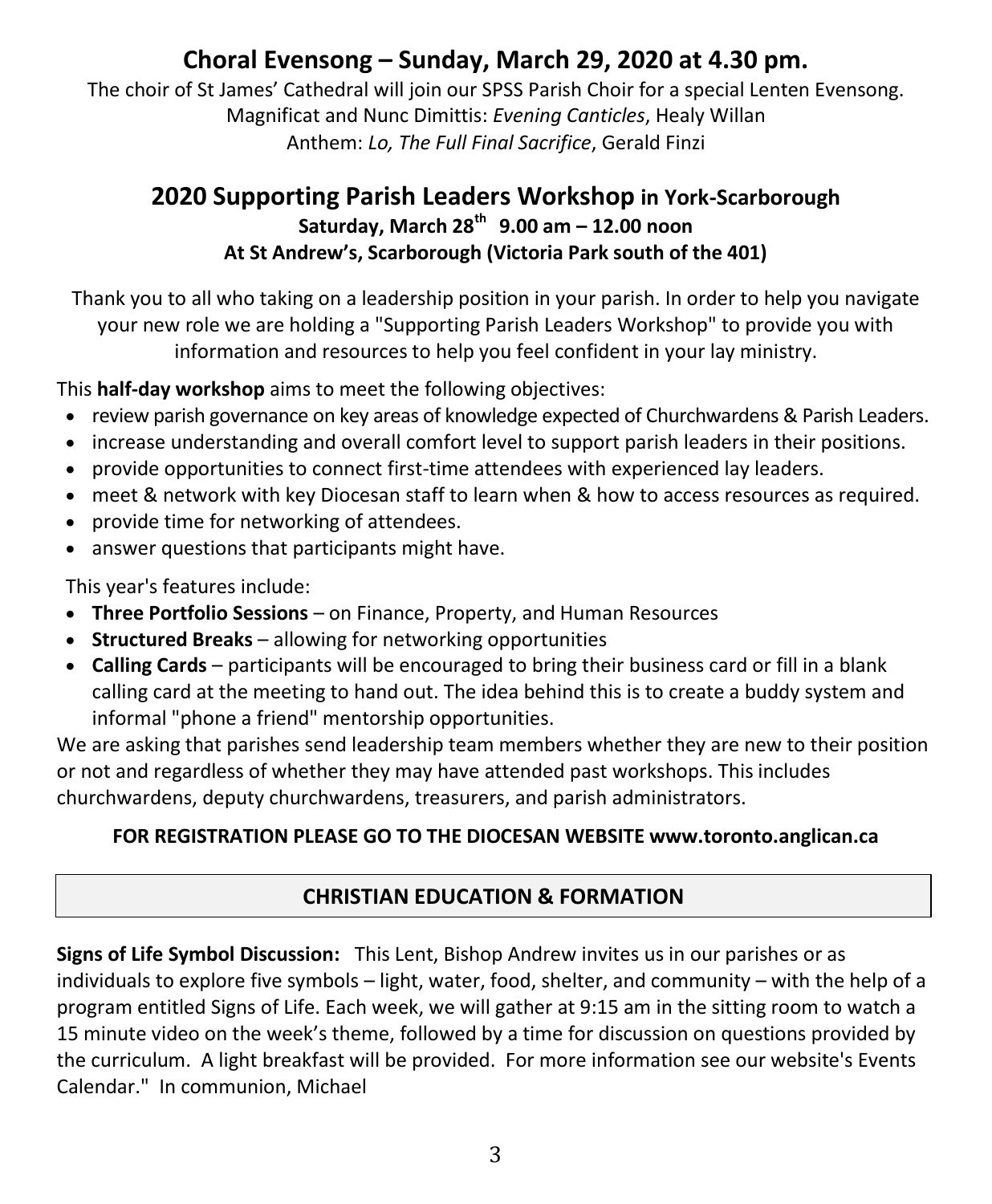## Choral Evensong – Sunday, March 29, 2020 at 4.30 pm.

The choir of St James' Cathedral will join our SPSS Parish Choir for a special Lenten Evensong.
Magnificat and Nunc Dimittis: *Evening Canticles*, Healy Willan
Anthem: *Lo, The Full Final Sacrifice*, Gerald Finzi

## 2020 Supporting Parish Leaders Workshop in York-Scarborough

**Saturday, March 28th 9.00 am – 12.00 noon**
**At St Andrew's, Scarborough (Victoria Park south of the 401)**

Thank you to all who taking on a leadership position in your parish. In order to help you navigate your new role we are holding a "Supporting Parish Leaders Workshop" to provide you with information and resources to help you feel confident in your lay ministry.

This **half-day workshop** aims to meet the following objectives:

- review parish governance on key areas of knowledge expected of Churchwardens & Parish Leaders.
- increase understanding and overall comfort level to support parish leaders in their positions.
- provide opportunities to connect first-time attendees with experienced lay leaders.
- meet & network with key Diocesan staff to learn when & how to access resources as required.
- provide time for networking of attendees.
- answer questions that participants might have.

This year's features include:

- **Three Portfolio Sessions** – on Finance, Property, and Human Resources
- **Structured Breaks** – allowing for networking opportunities
- **Calling Cards** – participants will be encouraged to bring their business card or fill in a blank calling card at the meeting to hand out. The idea behind this is to create a buddy system and informal "phone a friend" mentorship opportunities.

We are asking that parishes send leadership team members whether they are new to their position or not and regardless of whether they may have attended past workshops. This includes churchwardens, deputy churchwardens, treasurers, and parish administrators.

**FOR REGISTRATION PLEASE GO TO THE DIOCESAN WEBSITE www.toronto.anglican.ca**

## CHRISTIAN EDUCATION & FORMATION

**Signs of Life Symbol Discussion:** This Lent, Bishop Andrew invites us in our parishes or as individuals to explore five symbols – light, water, food, shelter, and community – with the help of a program entitled Signs of Life. Each week, we will gather at 9:15 am in the sitting room to watch a 15 minute video on the week's theme, followed by a time for discussion on questions provided by the curriculum. A light breakfast will be provided. For more information see our website's Events Calendar." In communion, Michael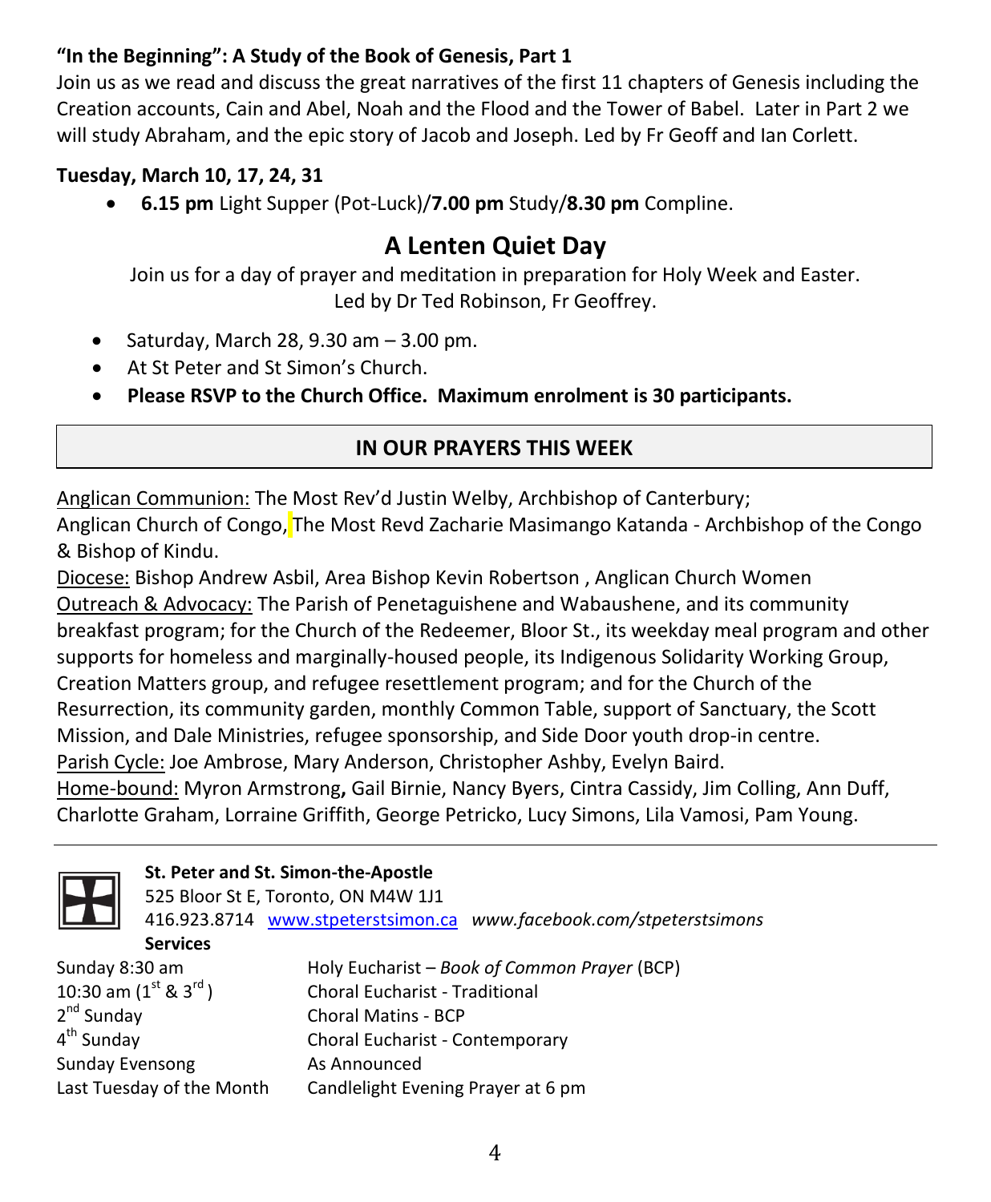**"In the Beginning": A Study of the Book of Genesis, Part 1**

Join us as we read and discuss the great narratives of the first 11 chapters of Genesis including the Creation accounts, Cain and Abel, Noah and the Flood and the Tower of Babel. Later in Part 2 we will study Abraham, and the epic story of Jacob and Joseph. Led by Fr Geoff and Ian Corlett.

**Tuesday, March 10, 17, 24, 31**

- **6.15 pm** Light Supper (Pot-Luck)/**7.00 pm** Study/**8.30 pm** Compline.

## A Lenten Quiet Day

Join us for a day of prayer and meditation in preparation for Holy Week and Easter.
Led by Dr Ted Robinson, Fr Geoffrey.

- Saturday, March 28, 9.30 am – 3.00 pm.
- At St Peter and St Simon's Church.
- **Please RSVP to the Church Office. Maximum enrolment is 30 participants.**

## IN OUR PRAYERS THIS WEEK

Anglican Communion: The Most Rev'd Justin Welby, Archbishop of Canterbury;
Anglican Church of Congo, The Most Revd Zacharie Masimango Katanda - Archbishop of the Congo & Bishop of Kindu.
Diocese: Bishop Andrew Asbil, Area Bishop Kevin Robertson , Anglican Church Women
Outreach & Advocacy: The Parish of Penetaguishene and Wabaushene, and its community breakfast program; for the Church of the Redeemer, Bloor St., its weekday meal program and other supports for homeless and marginally-housed people, its Indigenous Solidarity Working Group, Creation Matters group, and refugee resettlement program; and for the Church of the Resurrection, its community garden, monthly Common Table, support of Sanctuary, the Scott Mission, and Dale Ministries, refugee sponsorship, and Side Door youth drop-in centre.
Parish Cycle: Joe Ambrose, Mary Anderson, Christopher Ashby, Evelyn Baird.
Home-bound: Myron Armstrong**,** Gail Birnie, Nancy Byers, Cintra Cassidy, Jim Colling, Ann Duff, Charlotte Graham, Lorraine Griffith, George Petricko, Lucy Simons, Lila Vamosi, Pam Young.

---

**St. Peter and St. Simon-the-Apostle**
525 Bloor St E, Toronto, ON M4W 1J1
416.923.8714 www.stpeterstsimon.ca *www.facebook.com/stpeterstsimons*

**Services**

| | |
|---|---|
| Sunday 8:30 am | Holy Eucharist – *Book of Common Prayer* (BCP) |
| 10:30 am (1st & 3rd) | Choral Eucharist - Traditional |
| 2nd Sunday | Choral Matins - BCP |
| 4th Sunday | Choral Eucharist - Contemporary |
| Sunday Evensong | As Announced |
| Last Tuesday of the Month | Candlelight Evening Prayer at 6 pm |